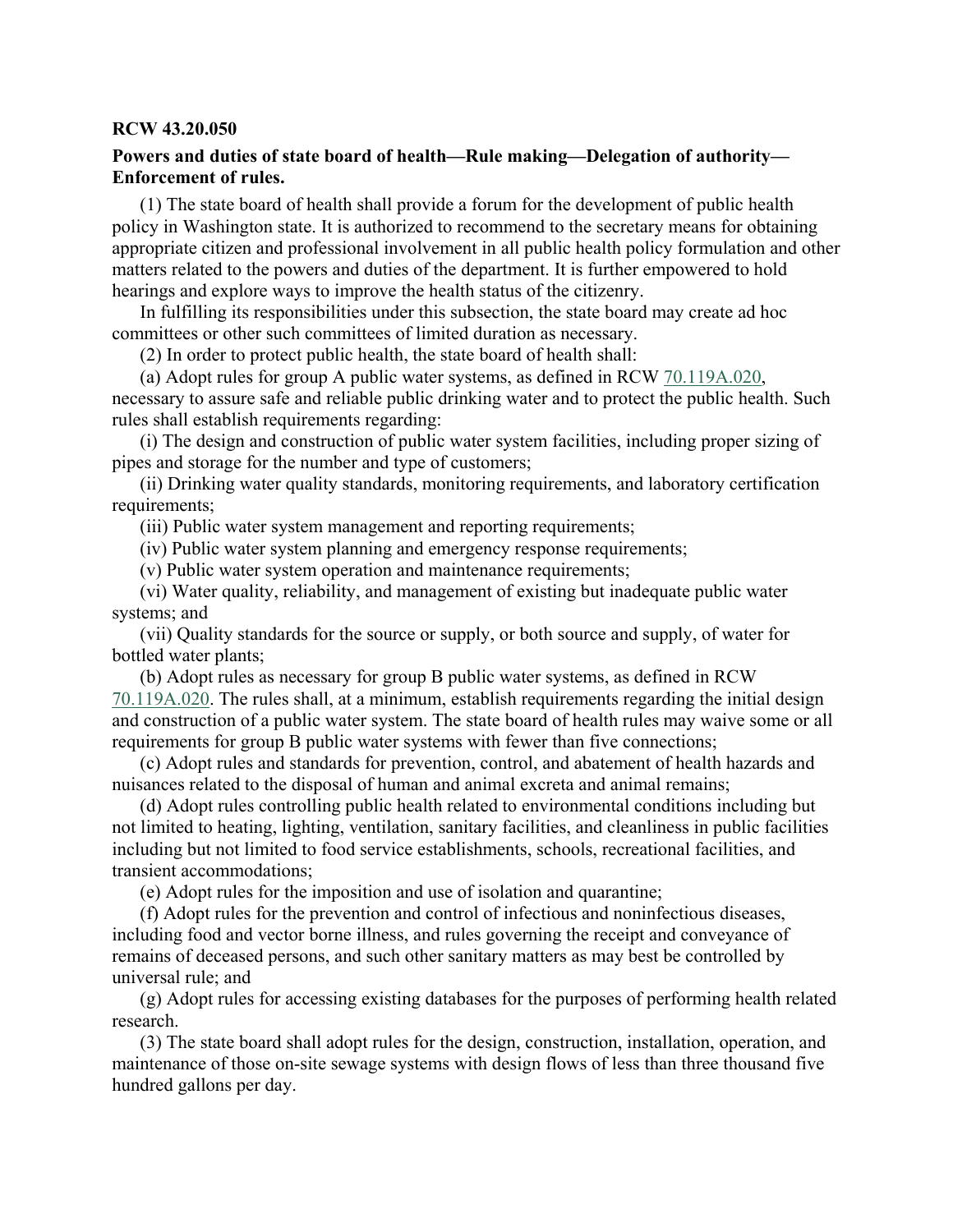**RCW 43.20.050**

**Powers and duties of state board of health—Rule making—Delegation of authority—Enforcement of rules.**

(1) The state board of health shall provide a forum for the development of public health policy in Washington state. It is authorized to recommend to the secretary means for obtaining appropriate citizen and professional involvement in all public health policy formulation and other matters related to the powers and duties of the department. It is further empowered to hold hearings and explore ways to improve the health status of the citizenry.

In fulfilling its responsibilities under this subsection, the state board may create ad hoc committees or other such committees of limited duration as necessary.

(2) In order to protect public health, the state board of health shall:

(a) Adopt rules for group A public water systems, as defined in RCW 70.119A.020, necessary to assure safe and reliable public drinking water and to protect the public health. Such rules shall establish requirements regarding:

(i) The design and construction of public water system facilities, including proper sizing of pipes and storage for the number and type of customers;

(ii) Drinking water quality standards, monitoring requirements, and laboratory certification requirements;

(iii) Public water system management and reporting requirements;

(iv) Public water system planning and emergency response requirements;

(v) Public water system operation and maintenance requirements;

(vi) Water quality, reliability, and management of existing but inadequate public water systems; and

(vii) Quality standards for the source or supply, or both source and supply, of water for bottled water plants;

(b) Adopt rules as necessary for group B public water systems, as defined in RCW 70.119A.020. The rules shall, at a minimum, establish requirements regarding the initial design and construction of a public water system. The state board of health rules may waive some or all requirements for group B public water systems with fewer than five connections;

(c) Adopt rules and standards for prevention, control, and abatement of health hazards and nuisances related to the disposal of human and animal excreta and animal remains;

(d) Adopt rules controlling public health related to environmental conditions including but not limited to heating, lighting, ventilation, sanitary facilities, and cleanliness in public facilities including but not limited to food service establishments, schools, recreational facilities, and transient accommodations;

(e) Adopt rules for the imposition and use of isolation and quarantine;

(f) Adopt rules for the prevention and control of infectious and noninfectious diseases, including food and vector borne illness, and rules governing the receipt and conveyance of remains of deceased persons, and such other sanitary matters as may best be controlled by universal rule; and

(g) Adopt rules for accessing existing databases for the purposes of performing health related research.

(3) The state board shall adopt rules for the design, construction, installation, operation, and maintenance of those on-site sewage systems with design flows of less than three thousand five hundred gallons per day.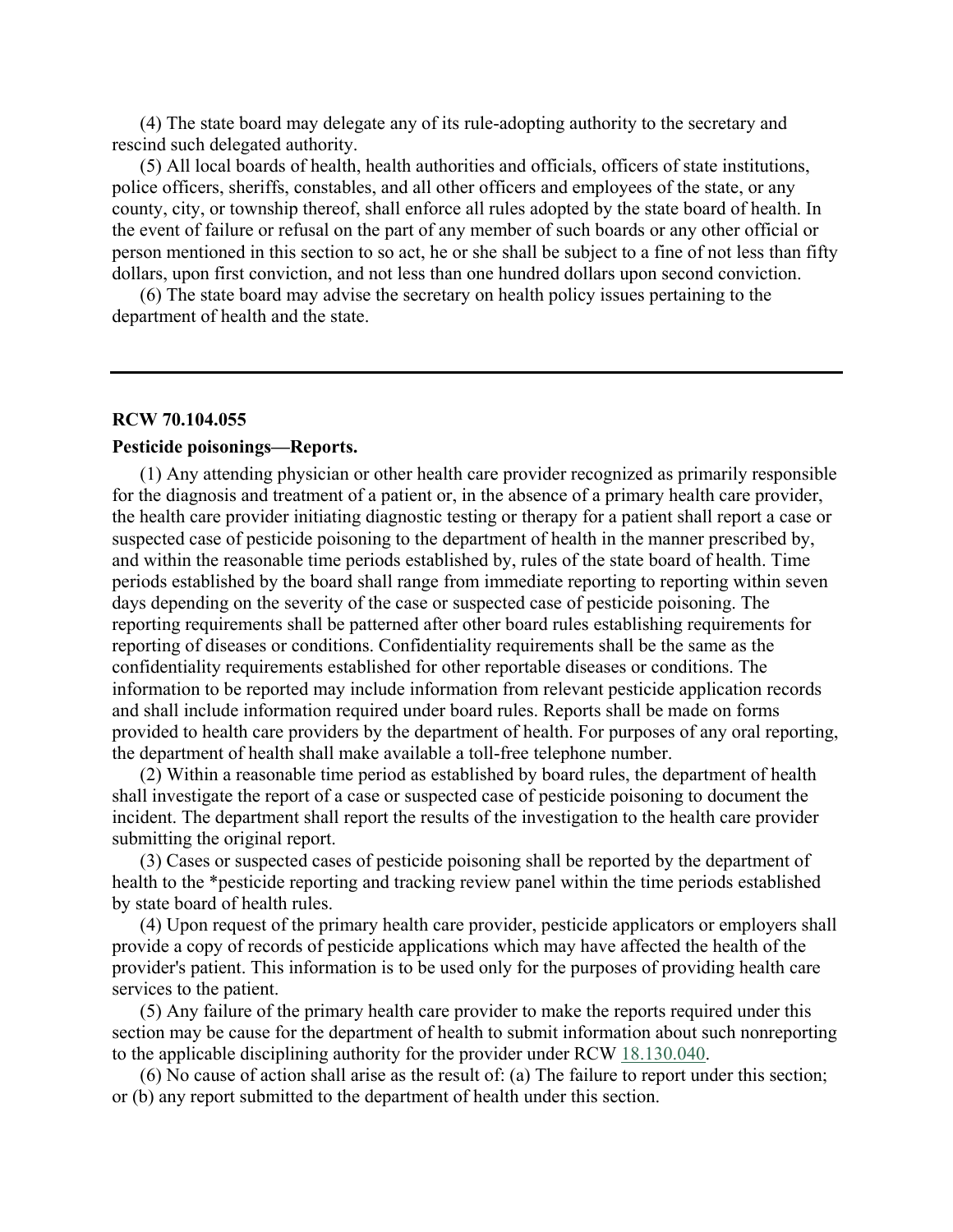(4) The state board may delegate any of its rule-adopting authority to the secretary and rescind such delegated authority.

(5) All local boards of health, health authorities and officials, officers of state institutions, police officers, sheriffs, constables, and all other officers and employees of the state, or any county, city, or township thereof, shall enforce all rules adopted by the state board of health. In the event of failure or refusal on the part of any member of such boards or any other official or person mentioned in this section to so act, he or she shall be subject to a fine of not less than fifty dollars, upon first conviction, and not less than one hundred dollars upon second conviction.

(6) The state board may advise the secretary on health policy issues pertaining to the department of health and the state.

---

**RCW 70.104.055**

**Pesticide poisonings—Reports.**

(1) Any attending physician or other health care provider recognized as primarily responsible for the diagnosis and treatment of a patient or, in the absence of a primary health care provider, the health care provider initiating diagnostic testing or therapy for a patient shall report a case or suspected case of pesticide poisoning to the department of health in the manner prescribed by, and within the reasonable time periods established by, rules of the state board of health. Time periods established by the board shall range from immediate reporting to reporting within seven days depending on the severity of the case or suspected case of pesticide poisoning. The reporting requirements shall be patterned after other board rules establishing requirements for reporting of diseases or conditions. Confidentiality requirements shall be the same as the confidentiality requirements established for other reportable diseases or conditions. The information to be reported may include information from relevant pesticide application records and shall include information required under board rules. Reports shall be made on forms provided to health care providers by the department of health. For purposes of any oral reporting, the department of health shall make available a toll-free telephone number.

(2) Within a reasonable time period as established by board rules, the department of health shall investigate the report of a case or suspected case of pesticide poisoning to document the incident. The department shall report the results of the investigation to the health care provider submitting the original report.

(3) Cases or suspected cases of pesticide poisoning shall be reported by the department of health to the *pesticide reporting and tracking review panel within the time periods established by state board of health rules.

(4) Upon request of the primary health care provider, pesticide applicators or employers shall provide a copy of records of pesticide applications which may have affected the health of the provider's patient. This information is to be used only for the purposes of providing health care services to the patient.

(5) Any failure of the primary health care provider to make the reports required under this section may be cause for the department of health to submit information about such nonreporting to the applicable disciplining authority for the provider under RCW 18.130.040.

(6) No cause of action shall arise as the result of: (a) The failure to report under this section; or (b) any report submitted to the department of health under this section.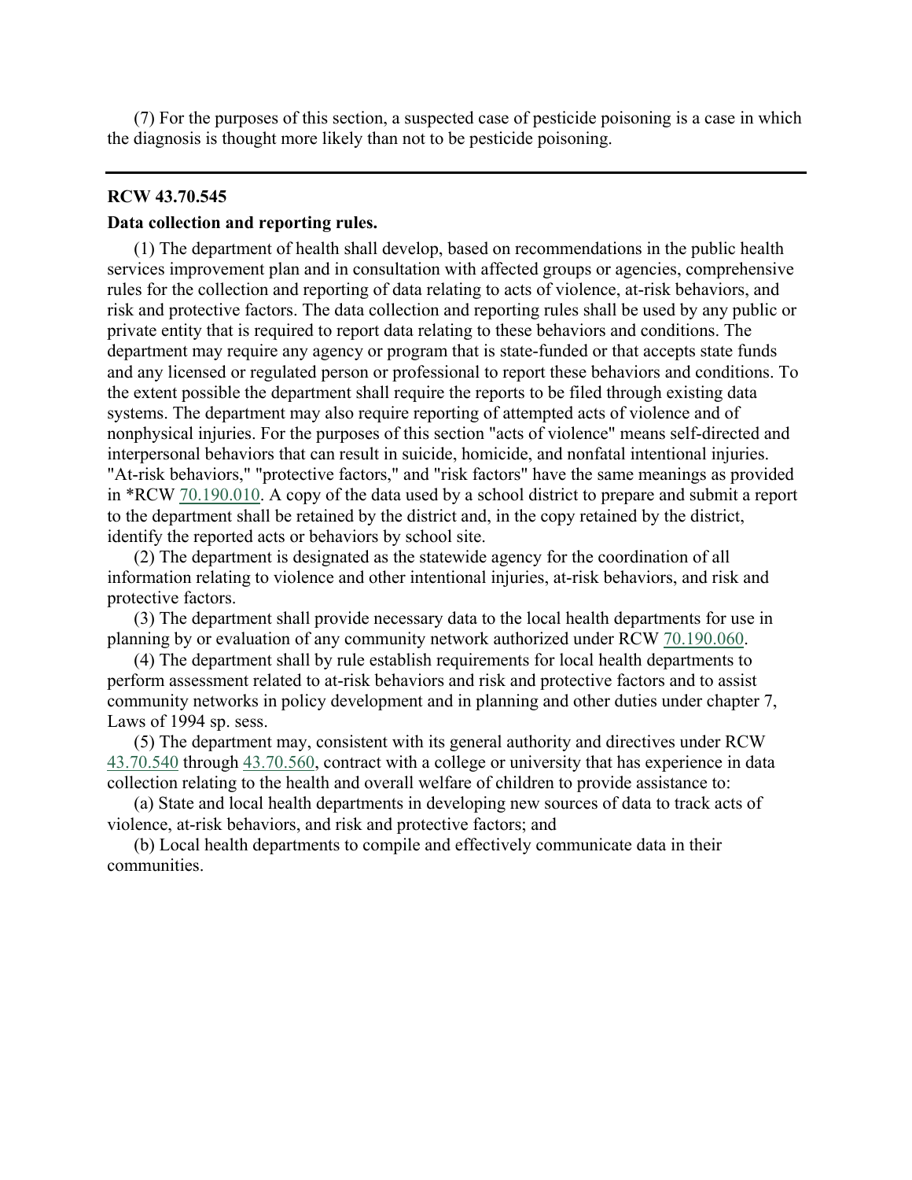(7) For the purposes of this section, a suspected case of pesticide poisoning is a case in which the diagnosis is thought more likely than not to be pesticide poisoning.

---

**RCW 43.70.545**

**Data collection and reporting rules.**

(1) The department of health shall develop, based on recommendations in the public health services improvement plan and in consultation with affected groups or agencies, comprehensive rules for the collection and reporting of data relating to acts of violence, at-risk behaviors, and risk and protective factors. The data collection and reporting rules shall be used by any public or private entity that is required to report data relating to these behaviors and conditions. The department may require any agency or program that is state-funded or that accepts state funds and any licensed or regulated person or professional to report these behaviors and conditions. To the extent possible the department shall require the reports to be filed through existing data systems. The department may also require reporting of attempted acts of violence and of nonphysical injuries. For the purposes of this section "acts of violence" means self-directed and interpersonal behaviors that can result in suicide, homicide, and nonfatal intentional injuries. "At-risk behaviors," "protective factors," and "risk factors" have the same meanings as provided in *RCW 70.190.010. A copy of the data used by a school district to prepare and submit a report to the department shall be retained by the district and, in the copy retained by the district, identify the reported acts or behaviors by school site.

(2) The department is designated as the statewide agency for the coordination of all information relating to violence and other intentional injuries, at-risk behaviors, and risk and protective factors.

(3) The department shall provide necessary data to the local health departments for use in planning by or evaluation of any community network authorized under RCW 70.190.060.

(4) The department shall by rule establish requirements for local health departments to perform assessment related to at-risk behaviors and risk and protective factors and to assist community networks in policy development and in planning and other duties under chapter 7, Laws of 1994 sp. sess.

(5) The department may, consistent with its general authority and directives under RCW 43.70.540 through 43.70.560, contract with a college or university that has experience in data collection relating to the health and overall welfare of children to provide assistance to:

(a) State and local health departments in developing new sources of data to track acts of violence, at-risk behaviors, and risk and protective factors; and

(b) Local health departments to compile and effectively communicate data in their communities.